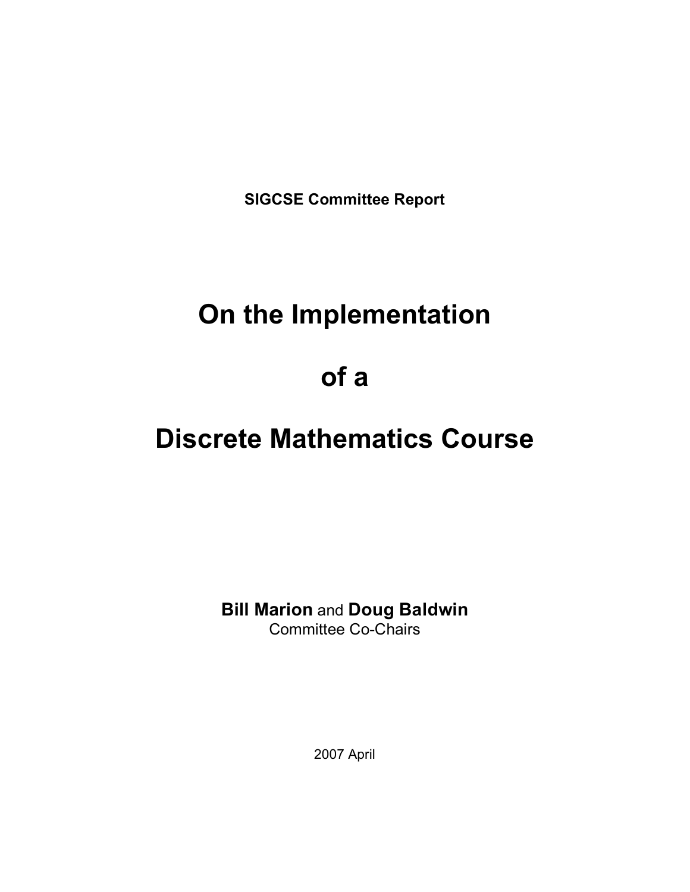**SIGCSE Committee Report**

# On the Implementation

# of a

# Discrete Mathematics Course

**Bill Marion** and **Doug Baldwin**
Committee Co-Chairs

2007 April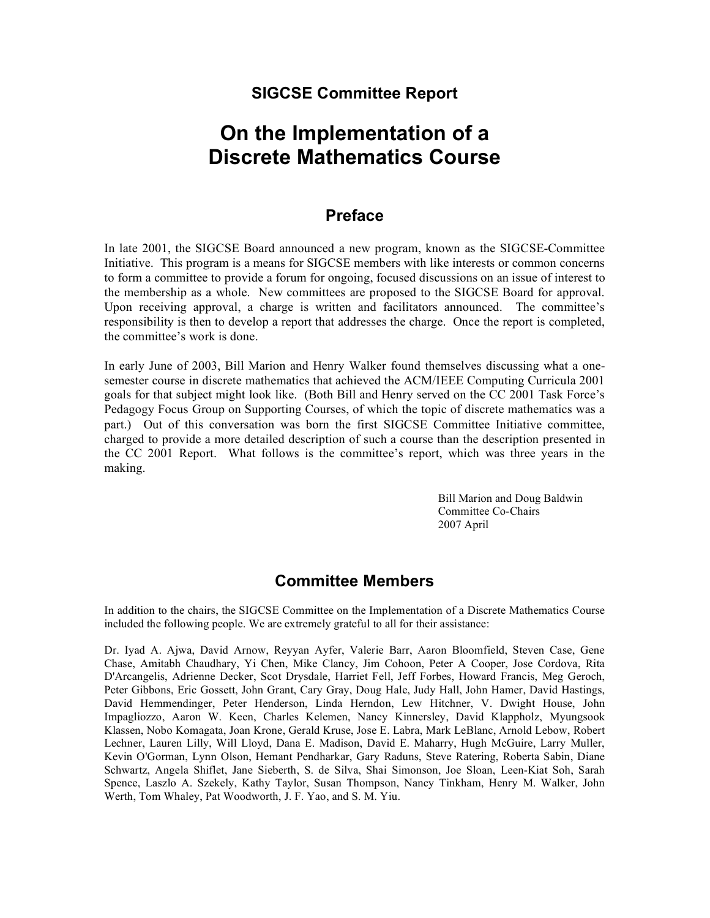## SIGCSE Committee Report

# On the Implementation of a Discrete Mathematics Course

## Preface

In late 2001, the SIGCSE Board announced a new program, known as the SIGCSE-Committee Initiative. This program is a means for SIGCSE members with like interests or common concerns to form a committee to provide a forum for ongoing, focused discussions on an issue of interest to the membership as a whole. New committees are proposed to the SIGCSE Board for approval. Upon receiving approval, a charge is written and facilitators announced. The committee's responsibility is then to develop a report that addresses the charge. Once the report is completed, the committee's work is done.

In early June of 2003, Bill Marion and Henry Walker found themselves discussing what a one-semester course in discrete mathematics that achieved the ACM/IEEE Computing Curricula 2001 goals for that subject might look like. (Both Bill and Henry served on the CC 2001 Task Force's Pedagogy Focus Group on Supporting Courses, of which the topic of discrete mathematics was a part.) Out of this conversation was born the first SIGCSE Committee Initiative committee, charged to provide a more detailed description of such a course than the description presented in the CC 2001 Report. What follows is the committee's report, which was three years in the making.

Bill Marion and Doug Baldwin
Committee Co-Chairs
2007 April

## Committee Members

In addition to the chairs, the SIGCSE Committee on the Implementation of a Discrete Mathematics Course included the following people. We are extremely grateful to all for their assistance:

Dr. Iyad A. Ajwa, David Arnow, Reyyan Ayfer, Valerie Barr, Aaron Bloomfield, Steven Case, Gene Chase, Amitabh Chaudhary, Yi Chen, Mike Clancy, Jim Cohoon, Peter A Cooper, Jose Cordova, Rita D'Arcangelis, Adrienne Decker, Scot Drysdale, Harriet Fell, Jeff Forbes, Howard Francis, Meg Geroch, Peter Gibbons, Eric Gossett, John Grant, Cary Gray, Doug Hale, Judy Hall, John Hamer, David Hastings, David Hemmendinger, Peter Henderson, Linda Herndon, Lew Hitchner, V. Dwight House, John Impagliazzo, Aaron W. Keen, Charles Kelemen, Nancy Kinnersley, David Klappholz, Myungsook Klassen, Nobo Komagata, Joan Krone, Gerald Kruse, Jose E. Labra, Mark LeBlanc, Arnold Lebow, Robert Lechner, Lauren Lilly, Will Lloyd, Dana E. Madison, David E. Maharry, Hugh McGuire, Larry Muller, Kevin O'Gorman, Lynn Olson, Hemant Pendharkar, Gary Raduns, Steve Ratering, Roberta Sabin, Diane Schwartz, Angela Shiflet, Jane Sieberth, S. de Silva, Shai Simonson, Joe Sloan, Leen-Kiat Soh, Sarah Spence, Laszlo A. Szekely, Kathy Taylor, Susan Thompson, Nancy Tinkham, Henry M. Walker, John Werth, Tom Whaley, Pat Woodworth, J. F. Yao, and S. M. Yiu.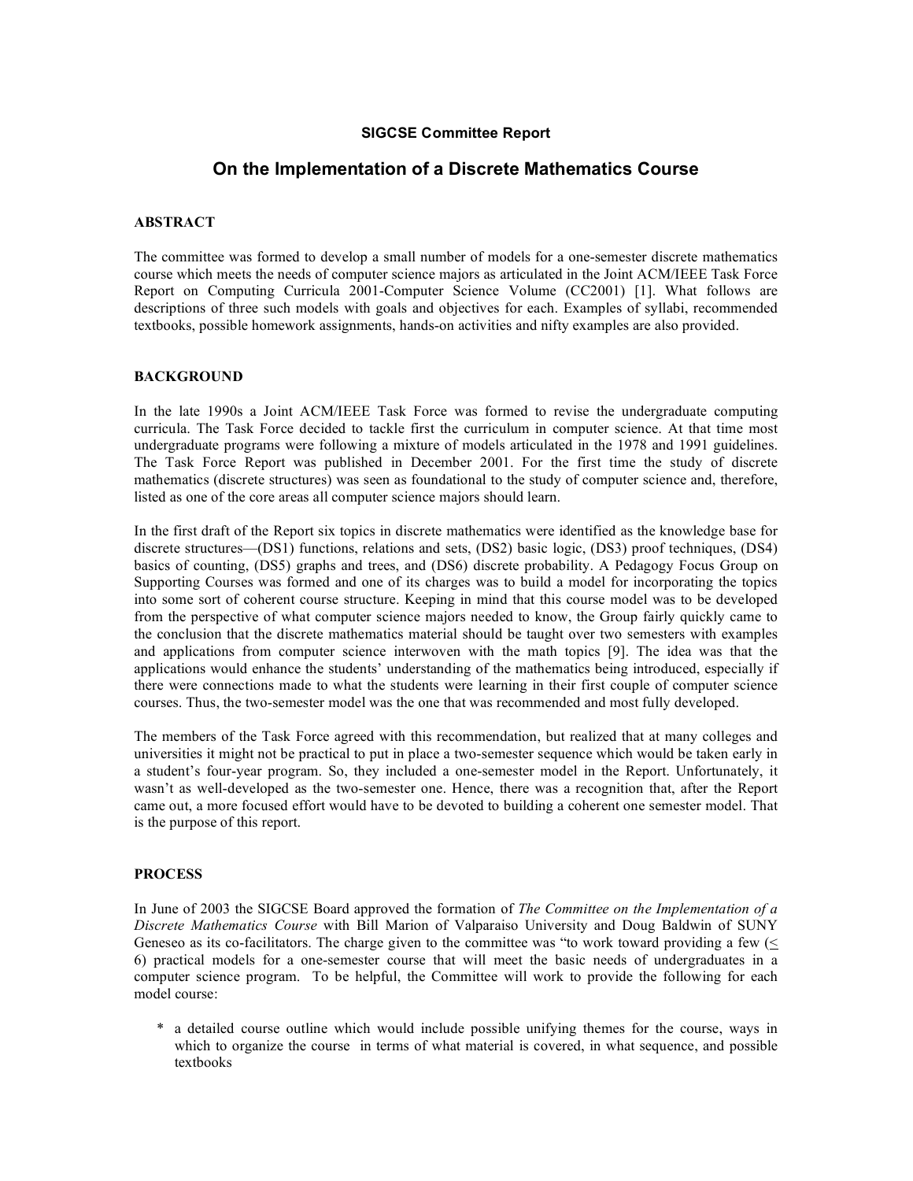**SIGCSE Committee Report**

# On the Implementation of a Discrete Mathematics Course

### ABSTRACT

The committee was formed to develop a small number of models for a one-semester discrete mathematics course which meets the needs of computer science majors as articulated in the Joint ACM/IEEE Task Force Report on Computing Curricula 2001-Computer Science Volume (CC2001) [1]. What follows are descriptions of three such models with goals and objectives for each. Examples of syllabi, recommended textbooks, possible homework assignments, hands-on activities and nifty examples are also provided.

### BACKGROUND

In the late 1990s a Joint ACM/IEEE Task Force was formed to revise the undergraduate computing curricula. The Task Force decided to tackle first the curriculum in computer science. At that time most undergraduate programs were following a mixture of models articulated in the 1978 and 1991 guidelines. The Task Force Report was published in December 2001. For the first time the study of discrete mathematics (discrete structures) was seen as foundational to the study of computer science and, therefore, listed as one of the core areas all computer science majors should learn.

In the first draft of the Report six topics in discrete mathematics were identified as the knowledge base for discrete structures—(DS1) functions, relations and sets, (DS2) basic logic, (DS3) proof techniques, (DS4) basics of counting, (DS5) graphs and trees, and (DS6) discrete probability. A Pedagogy Focus Group on Supporting Courses was formed and one of its charges was to build a model for incorporating the topics into some sort of coherent course structure. Keeping in mind that this course model was to be developed from the perspective of what computer science majors needed to know, the Group fairly quickly came to the conclusion that the discrete mathematics material should be taught over two semesters with examples and applications from computer science interwoven with the math topics [9]. The idea was that the applications would enhance the students' understanding of the mathematics being introduced, especially if there were connections made to what the students were learning in their first couple of computer science courses. Thus, the two-semester model was the one that was recommended and most fully developed.

The members of the Task Force agreed with this recommendation, but realized that at many colleges and universities it might not be practical to put in place a two-semester sequence which would be taken early in a student's four-year program. So, they included a one-semester model in the Report. Unfortunately, it wasn't as well-developed as the two-semester one. Hence, there was a recognition that, after the Report came out, a more focused effort would have to be devoted to building a coherent one semester model. That is the purpose of this report.

### PROCESS

In June of 2003 the SIGCSE Board approved the formation of *The Committee on the Implementation of a Discrete Mathematics Course* with Bill Marion of Valparaiso University and Doug Baldwin of SUNY Geneseo as its co-facilitators. The charge given to the committee was "to work toward providing a few ($\leq$ 6) practical models for a one-semester course that will meet the basic needs of undergraduates in a computer science program. To be helpful, the Committee will work to provide the following for each model course:

* a detailed course outline which would include possible unifying themes for the course, ways in which to organize the course in terms of what material is covered, in what sequence, and possible textbooks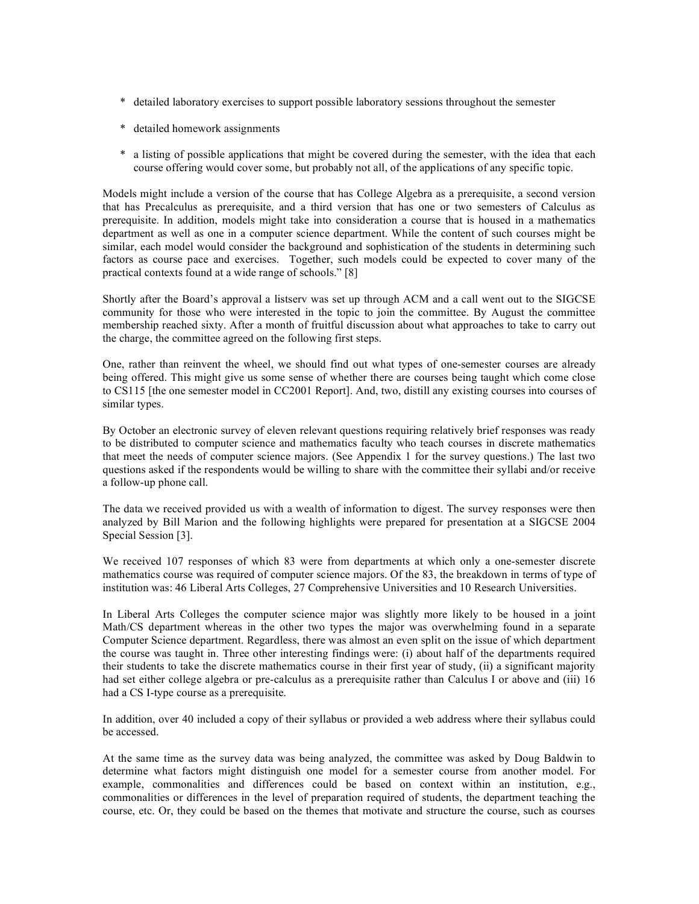* detailed laboratory exercises to support possible laboratory sessions throughout the semester

* detailed homework assignments

* a listing of possible applications that might be covered during the semester, with the idea that each course offering would cover some, but probably not all, of the applications of any specific topic.

Models might include a version of the course that has College Algebra as a prerequisite, a second version that has Precalculus as prerequisite, and a third version that has one or two semesters of Calculus as prerequisite. In addition, models might take into consideration a course that is housed in a mathematics department as well as one in a computer science department. While the content of such courses might be similar, each model would consider the background and sophistication of the students in determining such factors as course pace and exercises. Together, such models could be expected to cover many of the practical contexts found at a wide range of schools." [8]

Shortly after the Board's approval a listserv was set up through ACM and a call went out to the SIGCSE community for those who were interested in the topic to join the committee. By August the committee membership reached sixty. After a month of fruitful discussion about what approaches to take to carry out the charge, the committee agreed on the following first steps.

One, rather than reinvent the wheel, we should find out what types of one-semester courses are already being offered. This might give us some sense of whether there are courses being taught which come close to CS115 [the one semester model in CC2001 Report]. And, two, distill any existing courses into courses of similar types.

By October an electronic survey of eleven relevant questions requiring relatively brief responses was ready to be distributed to computer science and mathematics faculty who teach courses in discrete mathematics that meet the needs of computer science majors. (See Appendix 1 for the survey questions.) The last two questions asked if the respondents would be willing to share with the committee their syllabi and/or receive a follow-up phone call.

The data we received provided us with a wealth of information to digest. The survey responses were then analyzed by Bill Marion and the following highlights were prepared for presentation at a SIGCSE 2004 Special Session [3].

We received 107 responses of which 83 were from departments at which only a one-semester discrete mathematics course was required of computer science majors. Of the 83, the breakdown in terms of type of institution was: 46 Liberal Arts Colleges, 27 Comprehensive Universities and 10 Research Universities.

In Liberal Arts Colleges the computer science major was slightly more likely to be housed in a joint Math/CS department whereas in the other two types the major was overwhelming found in a separate Computer Science department. Regardless, there was almost an even split on the issue of which department the course was taught in. Three other interesting findings were: (i) about half of the departments required their students to take the discrete mathematics course in their first year of study, (ii) a significant majority had set either college algebra or pre-calculus as a prerequisite rather than Calculus I or above and (iii) 16 had a CS I-type course as a prerequisite.

In addition, over 40 included a copy of their syllabus or provided a web address where their syllabus could be accessed.

At the same time as the survey data was being analyzed, the committee was asked by Doug Baldwin to determine what factors might distinguish one model for a semester course from another model. For example, commonalities and differences could be based on context within an institution, e.g., commonalities or differences in the level of preparation required of students, the department teaching the course, etc. Or, they could be based on the themes that motivate and structure the course, such as courses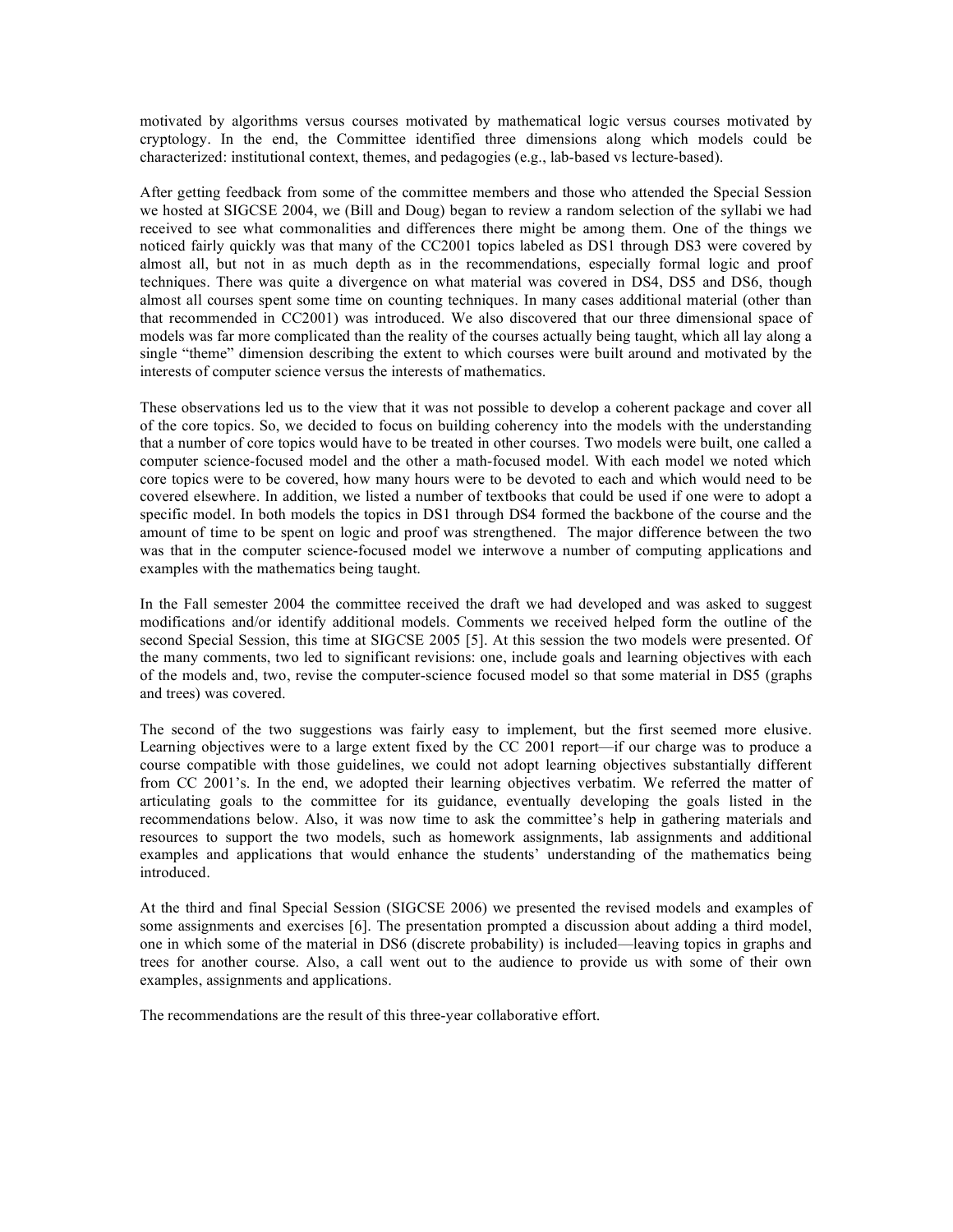motivated by algorithms versus courses motivated by mathematical logic versus courses motivated by cryptology. In the end, the Committee identified three dimensions along which models could be characterized: institutional context, themes, and pedagogies (e.g., lab-based vs lecture-based).

After getting feedback from some of the committee members and those who attended the Special Session we hosted at SIGCSE 2004, we (Bill and Doug) began to review a random selection of the syllabi we had received to see what commonalities and differences there might be among them. One of the things we noticed fairly quickly was that many of the CC2001 topics labeled as DS1 through DS3 were covered by almost all, but not in as much depth as in the recommendations, especially formal logic and proof techniques. There was quite a divergence on what material was covered in DS4, DS5 and DS6, though almost all courses spent some time on counting techniques. In many cases additional material (other than that recommended in CC2001) was introduced. We also discovered that our three dimensional space of models was far more complicated than the reality of the courses actually being taught, which all lay along a single "theme" dimension describing the extent to which courses were built around and motivated by the interests of computer science versus the interests of mathematics.

These observations led us to the view that it was not possible to develop a coherent package and cover all of the core topics. So, we decided to focus on building coherency into the models with the understanding that a number of core topics would have to be treated in other courses. Two models were built, one called a computer science-focused model and the other a math-focused model. With each model we noted which core topics were to be covered, how many hours were to be devoted to each and which would need to be covered elsewhere. In addition, we listed a number of textbooks that could be used if one were to adopt a specific model. In both models the topics in DS1 through DS4 formed the backbone of the course and the amount of time to be spent on logic and proof was strengthened. The major difference between the two was that in the computer science-focused model we interwove a number of computing applications and examples with the mathematics being taught.

In the Fall semester 2004 the committee received the draft we had developed and was asked to suggest modifications and/or identify additional models. Comments we received helped form the outline of the second Special Session, this time at SIGCSE 2005 [5]. At this session the two models were presented. Of the many comments, two led to significant revisions: one, include goals and learning objectives with each of the models and, two, revise the computer-science focused model so that some material in DS5 (graphs and trees) was covered.

The second of the two suggestions was fairly easy to implement, but the first seemed more elusive. Learning objectives were to a large extent fixed by the CC 2001 report—if our charge was to produce a course compatible with those guidelines, we could not adopt learning objectives substantially different from CC 2001's. In the end, we adopted their learning objectives verbatim. We referred the matter of articulating goals to the committee for its guidance, eventually developing the goals listed in the recommendations below. Also, it was now time to ask the committee's help in gathering materials and resources to support the two models, such as homework assignments, lab assignments and additional examples and applications that would enhance the students' understanding of the mathematics being introduced.

At the third and final Special Session (SIGCSE 2006) we presented the revised models and examples of some assignments and exercises [6]. The presentation prompted a discussion about adding a third model, one in which some of the material in DS6 (discrete probability) is included—leaving topics in graphs and trees for another course. Also, a call went out to the audience to provide us with some of their own examples, assignments and applications.

The recommendations are the result of this three-year collaborative effort.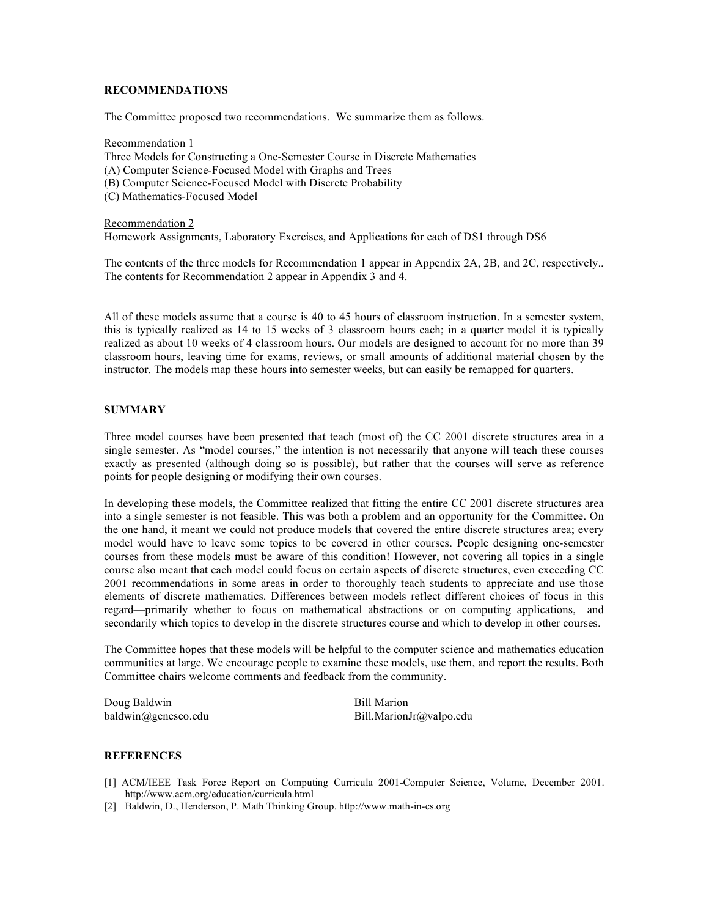## RECOMMENDATIONS

The Committee proposed two recommendations. We summarize them as follows.

Recommendation 1

Three Models for Constructing a One-Semester Course in Discrete Mathematics
(A) Computer Science-Focused Model with Graphs and Trees
(B) Computer Science-Focused Model with Discrete Probability
(C) Mathematics-Focused Model

Recommendation 2

Homework Assignments, Laboratory Exercises, and Applications for each of DS1 through DS6

The contents of the three models for Recommendation 1 appear in Appendix 2A, 2B, and 2C, respectively.. The contents for Recommendation 2 appear in Appendix 3 and 4.

All of these models assume that a course is 40 to 45 hours of classroom instruction. In a semester system, this is typically realized as 14 to 15 weeks of 3 classroom hours each; in a quarter model it is typically realized as about 10 weeks of 4 classroom hours. Our models are designed to account for no more than 39 classroom hours, leaving time for exams, reviews, or small amounts of additional material chosen by the instructor. The models map these hours into semester weeks, but can easily be remapped for quarters.

## SUMMARY

Three model courses have been presented that teach (most of) the CC 2001 discrete structures area in a single semester. As "model courses," the intention is not necessarily that anyone will teach these courses exactly as presented (although doing so is possible), but rather that the courses will serve as reference points for people designing or modifying their own courses.

In developing these models, the Committee realized that fitting the entire CC 2001 discrete structures area into a single semester is not feasible. This was both a problem and an opportunity for the Committee. On the one hand, it meant we could not produce models that covered the entire discrete structures area; every model would have to leave some topics to be covered in other courses. People designing one-semester courses from these models must be aware of this condition! However, not covering all topics in a single course also meant that each model could focus on certain aspects of discrete structures, even exceeding CC 2001 recommendations in some areas in order to thoroughly teach students to appreciate and use those elements of discrete mathematics. Differences between models reflect different choices of focus in this regard—primarily whether to focus on mathematical abstractions or on computing applications, and secondarily which topics to develop in the discrete structures course and which to develop in other courses.

The Committee hopes that these models will be helpful to the computer science and mathematics education communities at large. We encourage people to examine these models, use them, and report the results. Both Committee chairs welcome comments and feedback from the community.

Doug Baldwin
baldwin@geneseo.edu

Bill Marion
Bill.MarionJr@valpo.edu

## REFERENCES

[1] ACM/IEEE Task Force Report on Computing Curricula 2001-Computer Science, Volume, December 2001. http://www.acm.org/education/curricula.html

[2] Baldwin, D., Henderson, P. Math Thinking Group. http://www.math-in-cs.org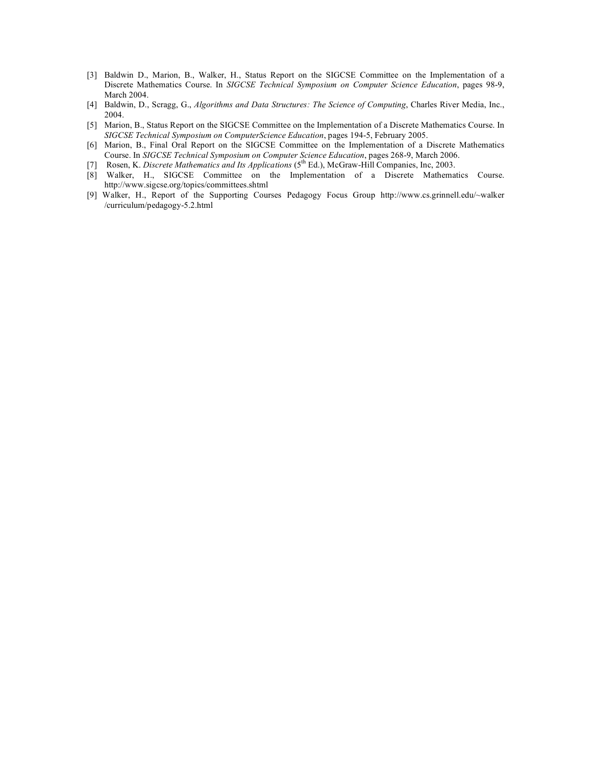[3] Baldwin D., Marion, B., Walker, H., Status Report on the SIGCSE Committee on the Implementation of a Discrete Mathematics Course. In *SIGCSE Technical Symposium on Computer Science Education*, pages 98-9, March 2004.

[4] Baldwin, D., Scragg, G., *Algorithms and Data Structures: The Science of Computing*, Charles River Media, Inc., 2004.

[5] Marion, B., Status Report on the SIGCSE Committee on the Implementation of a Discrete Mathematics Course. In *SIGCSE Technical Symposium on ComputerScience Education*, pages 194-5, February 2005.

[6] Marion, B., Final Oral Report on the SIGCSE Committee on the Implementation of a Discrete Mathematics Course. In *SIGCSE Technical Symposium on Computer Science Education*, pages 268-9, March 2006.

[7] Rosen, K. *Discrete Mathematics and Its Applications* (5th Ed.), McGraw-Hill Companies, Inc, 2003.

[8] Walker, H., SIGCSE Committee on the Implementation of a Discrete Mathematics Course. http://www.sigcse.org/topics/committees.shtml

[9] Walker, H., Report of the Supporting Courses Pedagogy Focus Group http://www.cs.grinnell.edu/~walker /curriculum/pedagogy-5.2.html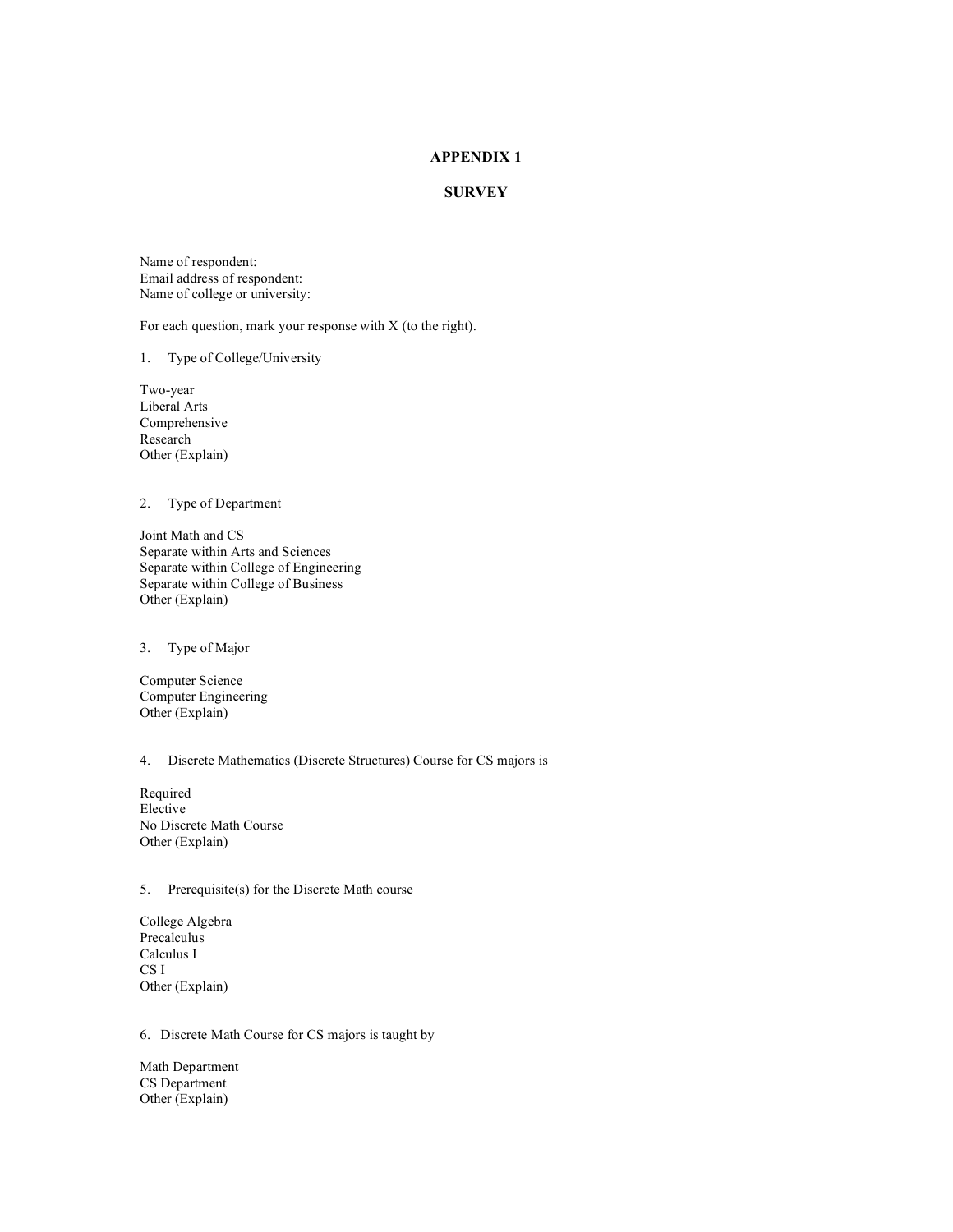# APPENDIX 1

## SURVEY

Name of respondent:
Email address of respondent:
Name of college or university:

For each question, mark your response with X (to the right).

1. Type of College/University

Two-year
Liberal Arts
Comprehensive
Research
Other (Explain)

2. Type of Department

Joint Math and CS
Separate within Arts and Sciences
Separate within College of Engineering
Separate within College of Business
Other (Explain)

3. Type of Major

Computer Science
Computer Engineering
Other (Explain)

4. Discrete Mathematics (Discrete Structures) Course for CS majors is

Required
Elective
No Discrete Math Course
Other (Explain)

5. Prerequisite(s) for the Discrete Math course

College Algebra
Precalculus
Calculus I
CS I
Other (Explain)

6. Discrete Math Course for CS majors is taught by

Math Department
CS Department
Other (Explain)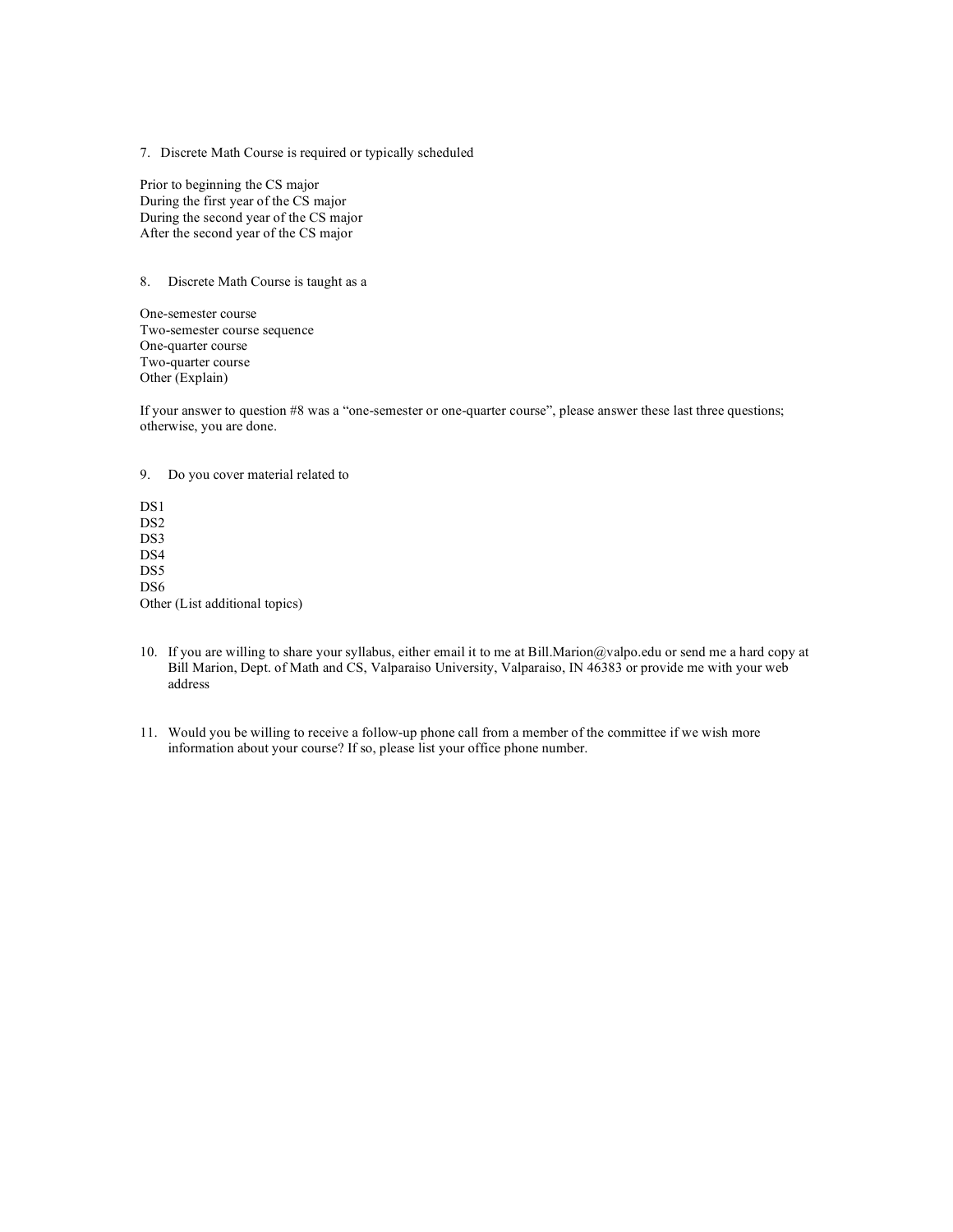7. Discrete Math Course is required or typically scheduled

Prior to beginning the CS major
During the first year of the CS major
During the second year of the CS major
After the second year of the CS major

8. Discrete Math Course is taught as a

One-semester course
Two-semester course sequence
One-quarter course
Two-quarter course
Other (Explain)

If your answer to question #8 was a "one-semester or one-quarter course", please answer these last three questions; otherwise, you are done.

9. Do you cover material related to

DS1
DS2
DS3
DS4
DS5
DS6
Other (List additional topics)

10. If you are willing to share your syllabus, either email it to me at Bill.Marion@valpo.edu or send me a hard copy at Bill Marion, Dept. of Math and CS, Valparaiso University, Valparaiso, IN 46383 or provide me with your web address

11. Would you be willing to receive a follow-up phone call from a member of the committee if we wish more information about your course? If so, please list your office phone number.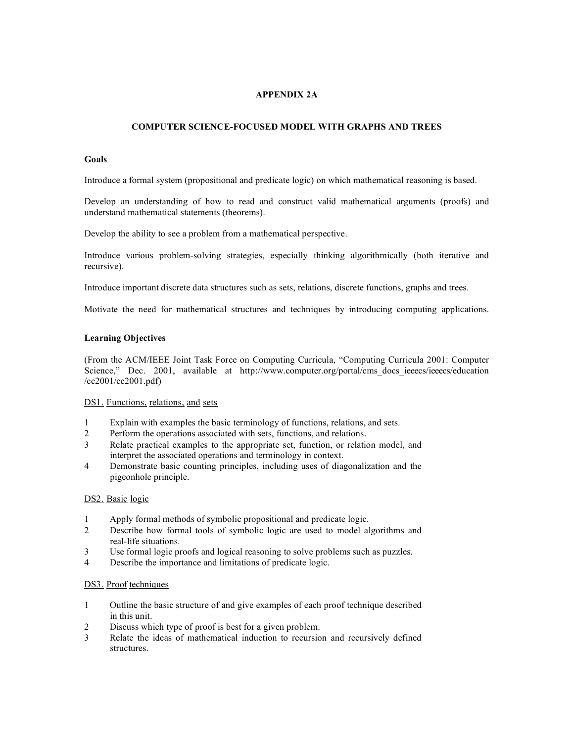## APPENDIX 2A

### COMPUTER SCIENCE-FOCUSED MODEL WITH GRAPHS AND TREES

**Goals**

Introduce a formal system (propositional and predicate logic) on which mathematical reasoning is based.

Develop an understanding of how to read and construct valid mathematical arguments (proofs) and understand mathematical statements (theorems).

Develop the ability to see a problem from a mathematical perspective.

Introduce various problem-solving strategies, especially thinking algorithmically (both iterative and recursive).

Introduce important discrete data structures such as sets, relations, discrete functions, graphs and trees.

Motivate the need for mathematical structures and techniques by introducing computing applications.

**Learning Objectives**

(From the ACM/IEEE Joint Task Force on Computing Curricula, "Computing Curricula 2001: Computer Science," Dec. 2001, available at http://www.computer.org/portal/cms_docs_ieeecs/ieeecs/education/cc2001/cc2001.pdf)

DS1. Functions, relations, and sets

1. Explain with examples the basic terminology of functions, relations, and sets.
2. Perform the operations associated with sets, functions, and relations.
3. Relate practical examples to the appropriate set, function, or relation model, and interpret the associated operations and terminology in context.
4. Demonstrate basic counting principles, including uses of diagonalization and the pigeonhole principle.

DS2. Basic logic

1. Apply formal methods of symbolic propositional and predicate logic.
2. Describe how formal tools of symbolic logic are used to model algorithms and real-life situations.
3. Use formal logic proofs and logical reasoning to solve problems such as puzzles.
4. Describe the importance and limitations of predicate logic.

DS3. Proof techniques

1. Outline the basic structure of and give examples of each proof technique described in this unit.
2. Discuss which type of proof is best for a given problem.
3. Relate the ideas of mathematical induction to recursion and recursively defined structures.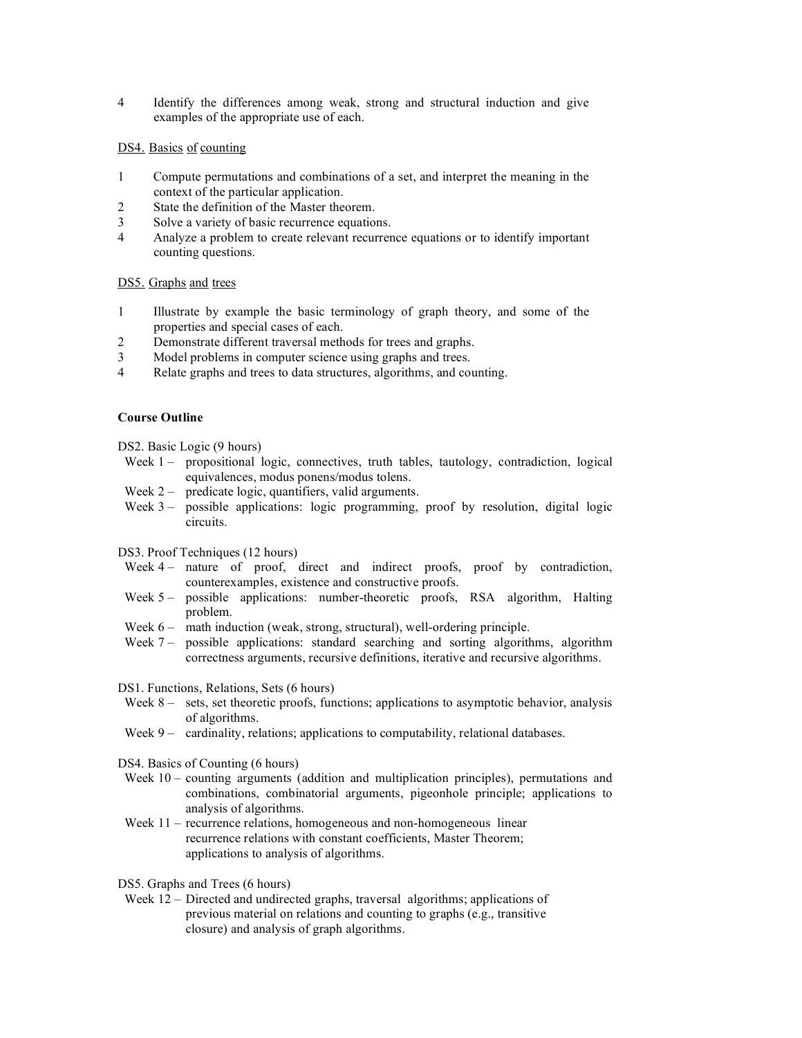4 Identify the differences among weak, strong and structural induction and give examples of the appropriate use of each.

DS4. Basics of counting

1. Compute permutations and combinations of a set, and interpret the meaning in the context of the particular application.
2. State the definition of the Master theorem.
3. Solve a variety of basic recurrence equations.
4. Analyze a problem to create relevant recurrence equations or to identify important counting questions.

DS5. Graphs and trees

1. Illustrate by example the basic terminology of graph theory, and some of the properties and special cases of each.
2. Demonstrate different traversal methods for trees and graphs.
3. Model problems in computer science using graphs and trees.
4. Relate graphs and trees to data structures, algorithms, and counting.

**Course Outline**

DS2. Basic Logic (9 hours)

- Week 1 – propositional logic, connectives, truth tables, tautology, contradiction, logical equivalences, modus ponens/modus tolens.
- Week 2 – predicate logic, quantifiers, valid arguments.
- Week 3 – possible applications: logic programming, proof by resolution, digital logic circuits.

DS3. Proof Techniques (12 hours)

- Week 4 – nature of proof, direct and indirect proofs, proof by contradiction, counterexamples, existence and constructive proofs.
- Week 5 – possible applications: number-theoretic proofs, RSA algorithm, Halting problem.
- Week 6 – math induction (weak, strong, structural), well-ordering principle.
- Week 7 – possible applications: standard searching and sorting algorithms, algorithm correctness arguments, recursive definitions, iterative and recursive algorithms.

DS1. Functions, Relations, Sets (6 hours)

- Week 8 – sets, set theoretic proofs, functions; applications to asymptotic behavior, analysis of algorithms.
- Week 9 – cardinality, relations; applications to computability, relational databases.

DS4. Basics of Counting (6 hours)

- Week 10 – counting arguments (addition and multiplication principles), permutations and combinations, combinatorial arguments, pigeonhole principle; applications to analysis of algorithms.
- Week 11 – recurrence relations, homogeneous and non-homogeneous linear recurrence relations with constant coefficients, Master Theorem; applications to analysis of algorithms.

DS5. Graphs and Trees (6 hours)

- Week 12 – Directed and undirected graphs, traversal algorithms; applications of previous material on relations and counting to graphs (e.g., transitive closure) and analysis of graph algorithms.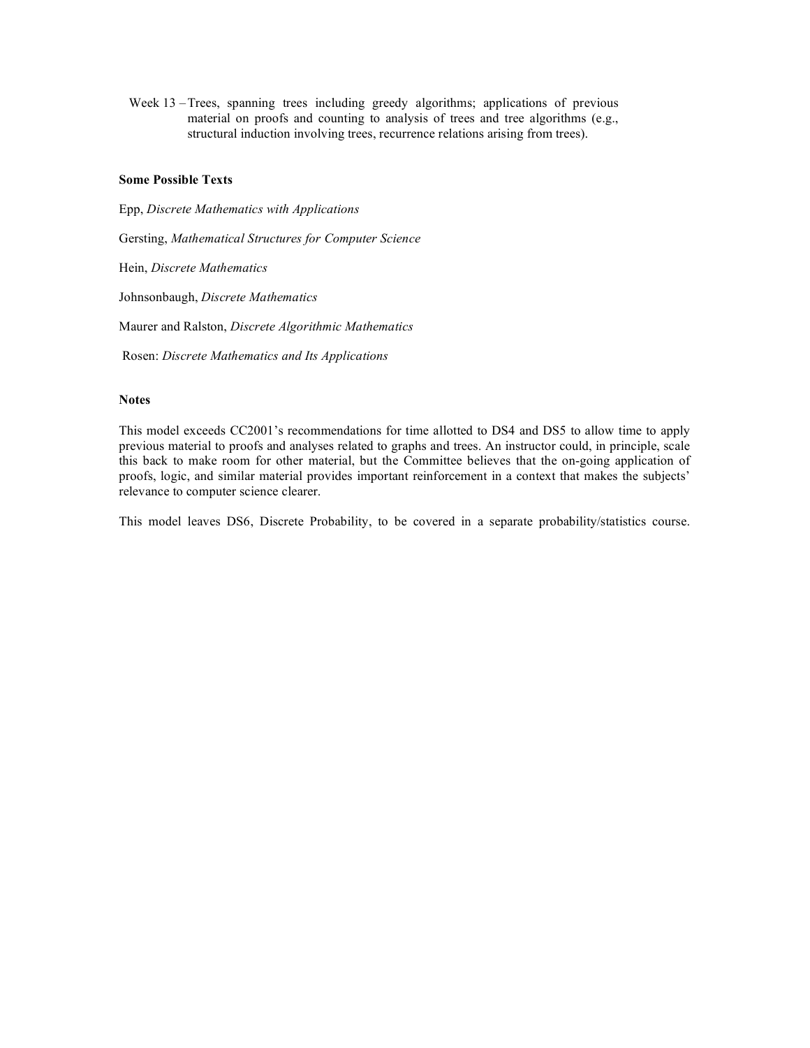Week 13 – Trees, spanning trees including greedy algorithms; applications of previous material on proofs and counting to analysis of trees and tree algorithms (e.g., structural induction involving trees, recurrence relations arising from trees).

### Some Possible Texts

Epp, *Discrete Mathematics with Applications*

Gersting, *Mathematical Structures for Computer Science*

Hein, *Discrete Mathematics*

Johnsonbaugh, *Discrete Mathematics*

Maurer and Ralston, *Discrete Algorithmic Mathematics*

Rosen: *Discrete Mathematics and Its Applications*

### Notes

This model exceeds CC2001's recommendations for time allotted to DS4 and DS5 to allow time to apply previous material to proofs and analyses related to graphs and trees. An instructor could, in principle, scale this back to make room for other material, but the Committee believes that the on-going application of proofs, logic, and similar material provides important reinforcement in a context that makes the subjects' relevance to computer science clearer.

This model leaves DS6, Discrete Probability, to be covered in a separate probability/statistics course.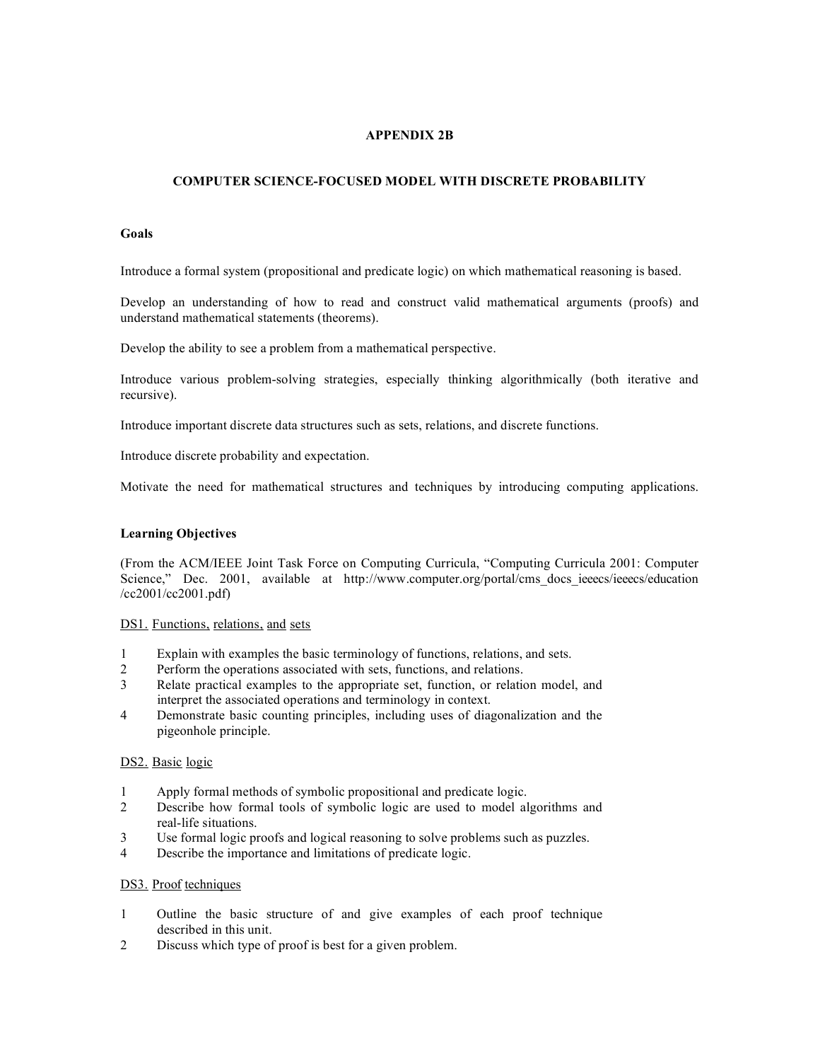# APPENDIX 2B

## COMPUTER SCIENCE-FOCUSED MODEL WITH DISCRETE PROBABILITY

### Goals

Introduce a formal system (propositional and predicate logic) on which mathematical reasoning is based.

Develop an understanding of how to read and construct valid mathematical arguments (proofs) and understand mathematical statements (theorems).

Develop the ability to see a problem from a mathematical perspective.

Introduce various problem-solving strategies, especially thinking algorithmically (both iterative and recursive).

Introduce important discrete data structures such as sets, relations, and discrete functions.

Introduce discrete probability and expectation.

Motivate the need for mathematical structures and techniques by introducing computing applications.

### Learning Objectives

(From the ACM/IEEE Joint Task Force on Computing Curricula, "Computing Curricula 2001: Computer Science," Dec. 2001, available at http://www.computer.org/portal/cms_docs_ieeecs/ieeecs/education/cc2001/cc2001.pdf)

DS1. Functions, relations, and sets

1. Explain with examples the basic terminology of functions, relations, and sets.
2. Perform the operations associated with sets, functions, and relations.
3. Relate practical examples to the appropriate set, function, or relation model, and interpret the associated operations and terminology in context.
4. Demonstrate basic counting principles, including uses of diagonalization and the pigeonhole principle.

DS2. Basic logic

1. Apply formal methods of symbolic propositional and predicate logic.
2. Describe how formal tools of symbolic logic are used to model algorithms and real-life situations.
3. Use formal logic proofs and logical reasoning to solve problems such as puzzles.
4. Describe the importance and limitations of predicate logic.

DS3. Proof techniques

1. Outline the basic structure of and give examples of each proof technique described in this unit.
2. Discuss which type of proof is best for a given problem.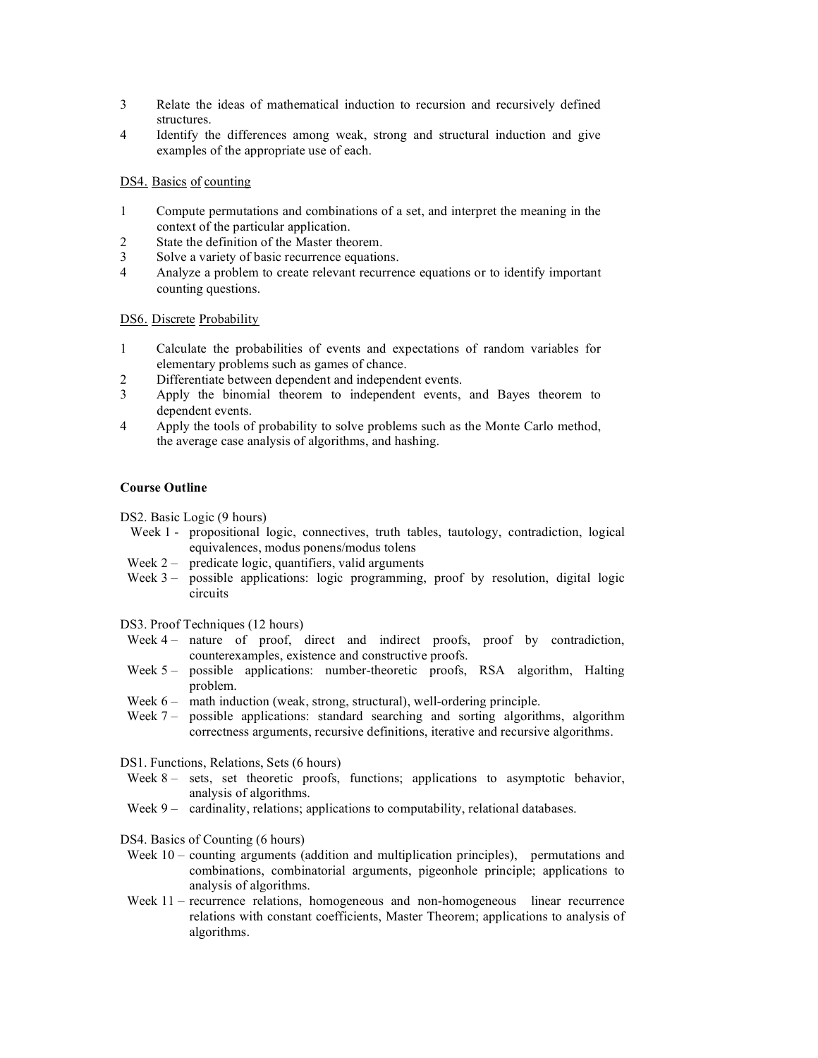3 Relate the ideas of mathematical induction to recursion and recursively defined structures.
4 Identify the differences among weak, strong and structural induction and give examples of the appropriate use of each.

DS4. Basics of counting

1 Compute permutations and combinations of a set, and interpret the meaning in the context of the particular application.
2 State the definition of the Master theorem.
3 Solve a variety of basic recurrence equations.
4 Analyze a problem to create relevant recurrence equations or to identify important counting questions.

DS6. Discrete Probability

1 Calculate the probabilities of events and expectations of random variables for elementary problems such as games of chance.
2 Differentiate between dependent and independent events.
3 Apply the binomial theorem to independent events, and Bayes theorem to dependent events.
4 Apply the tools of probability to solve problems such as the Monte Carlo method, the average case analysis of algorithms, and hashing.

**Course Outline**

DS2. Basic Logic (9 hours)

- Week 1 - propositional logic, connectives, truth tables, tautology, contradiction, logical equivalences, modus ponens/modus tolens
- Week 2 – predicate logic, quantifiers, valid arguments
- Week 3 – possible applications: logic programming, proof by resolution, digital logic circuits

DS3. Proof Techniques (12 hours)

- Week 4 – nature of proof, direct and indirect proofs, proof by contradiction, counterexamples, existence and constructive proofs.
- Week 5 – possible applications: number-theoretic proofs, RSA algorithm, Halting problem.
- Week 6 – math induction (weak, strong, structural), well-ordering principle.
- Week 7 – possible applications: standard searching and sorting algorithms, algorithm correctness arguments, recursive definitions, iterative and recursive algorithms.

DS1. Functions, Relations, Sets (6 hours)

- Week 8 – sets, set theoretic proofs, functions; applications to asymptotic behavior, analysis of algorithms.
- Week 9 – cardinality, relations; applications to computability, relational databases.

DS4. Basics of Counting (6 hours)

- Week 10 – counting arguments (addition and multiplication principles), permutations and combinations, combinatorial arguments, pigeonhole principle; applications to analysis of algorithms.
- Week 11 – recurrence relations, homogeneous and non-homogeneous linear recurrence relations with constant coefficients, Master Theorem; applications to analysis of algorithms.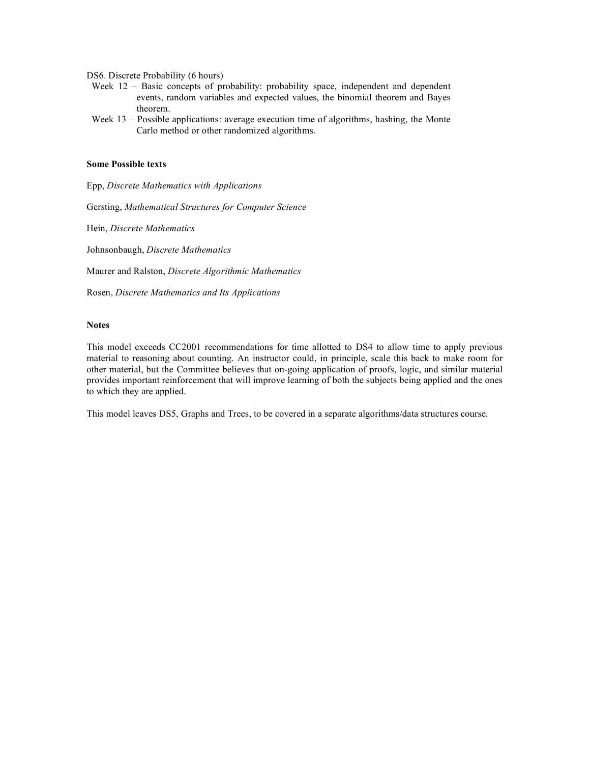DS6. Discrete Probability (6 hours)

- Week 12 – Basic concepts of probability: probability space, independent and dependent events, random variables and expected values, the binomial theorem and Bayes theorem.
- Week 13 – Possible applications: average execution time of algorithms, hashing, the Monte Carlo method or other randomized algorithms.

**Some Possible texts**

Epp, *Discrete Mathematics with Applications*

Gersting, *Mathematical Structures for Computer Science*

Hein, *Discrete Mathematics*

Johnsonbaugh, *Discrete Mathematics*

Maurer and Ralston, *Discrete Algorithmic Mathematics*

Rosen, *Discrete Mathematics and Its Applications*

**Notes**

This model exceeds CC2001 recommendations for time allotted to DS4 to allow time to apply previous material to reasoning about counting. An instructor could, in principle, scale this back to make room for other material, but the Committee believes that on-going application of proofs, logic, and similar material provides important reinforcement that will improve learning of both the subjects being applied and the ones to which they are applied.

This model leaves DS5, Graphs and Trees, to be covered in a separate algorithms/data structures course.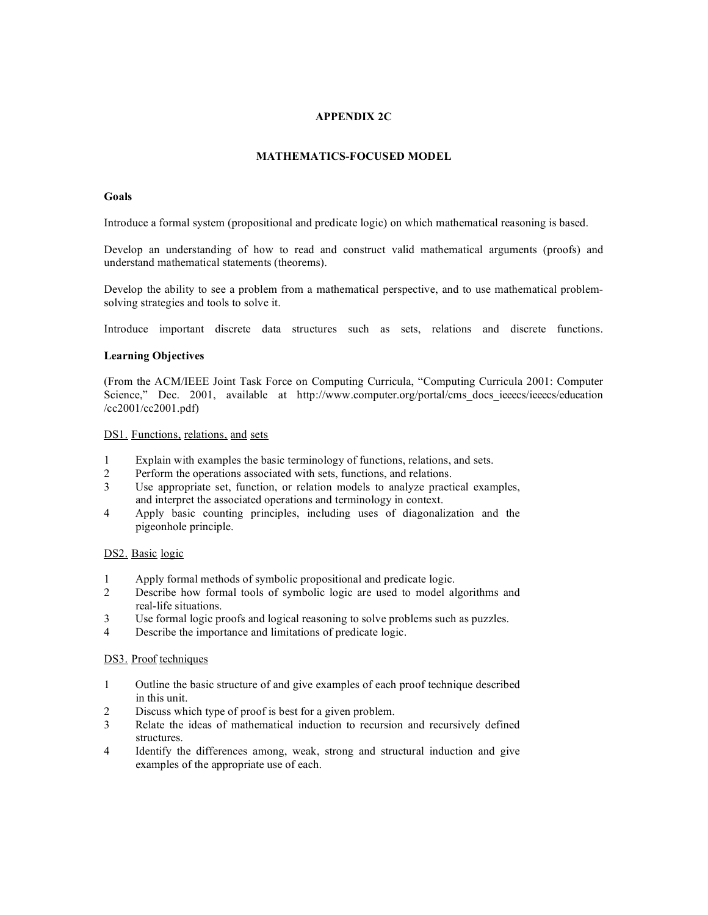# APPENDIX 2C

## MATHEMATICS-FOCUSED MODEL

### Goals

Introduce a formal system (propositional and predicate logic) on which mathematical reasoning is based.

Develop an understanding of how to read and construct valid mathematical arguments (proofs) and understand mathematical statements (theorems).

Develop the ability to see a problem from a mathematical perspective, and to use mathematical problem-solving strategies and tools to solve it.

Introduce important discrete data structures such as sets, relations and discrete functions.

### Learning Objectives

(From the ACM/IEEE Joint Task Force on Computing Curricula, "Computing Curricula 2001: Computer Science," Dec. 2001, available at http://www.computer.org/portal/cms_docs_ieeecs/ieeecs/education/cc2001/cc2001.pdf)

DS1. Functions, relations, and sets

1. Explain with examples the basic terminology of functions, relations, and sets.
2. Perform the operations associated with sets, functions, and relations.
3. Use appropriate set, function, or relation models to analyze practical examples, and interpret the associated operations and terminology in context.
4. Apply basic counting principles, including uses of diagonalization and the pigeonhole principle.

DS2. Basic logic

1. Apply formal methods of symbolic propositional and predicate logic.
2. Describe how formal tools of symbolic logic are used to model algorithms and real-life situations.
3. Use formal logic proofs and logical reasoning to solve problems such as puzzles.
4. Describe the importance and limitations of predicate logic.

DS3. Proof techniques

1. Outline the basic structure of and give examples of each proof technique described in this unit.
2. Discuss which type of proof is best for a given problem.
3. Relate the ideas of mathematical induction to recursion and recursively defined structures.
4. Identify the differences among, weak, strong and structural induction and give examples of the appropriate use of each.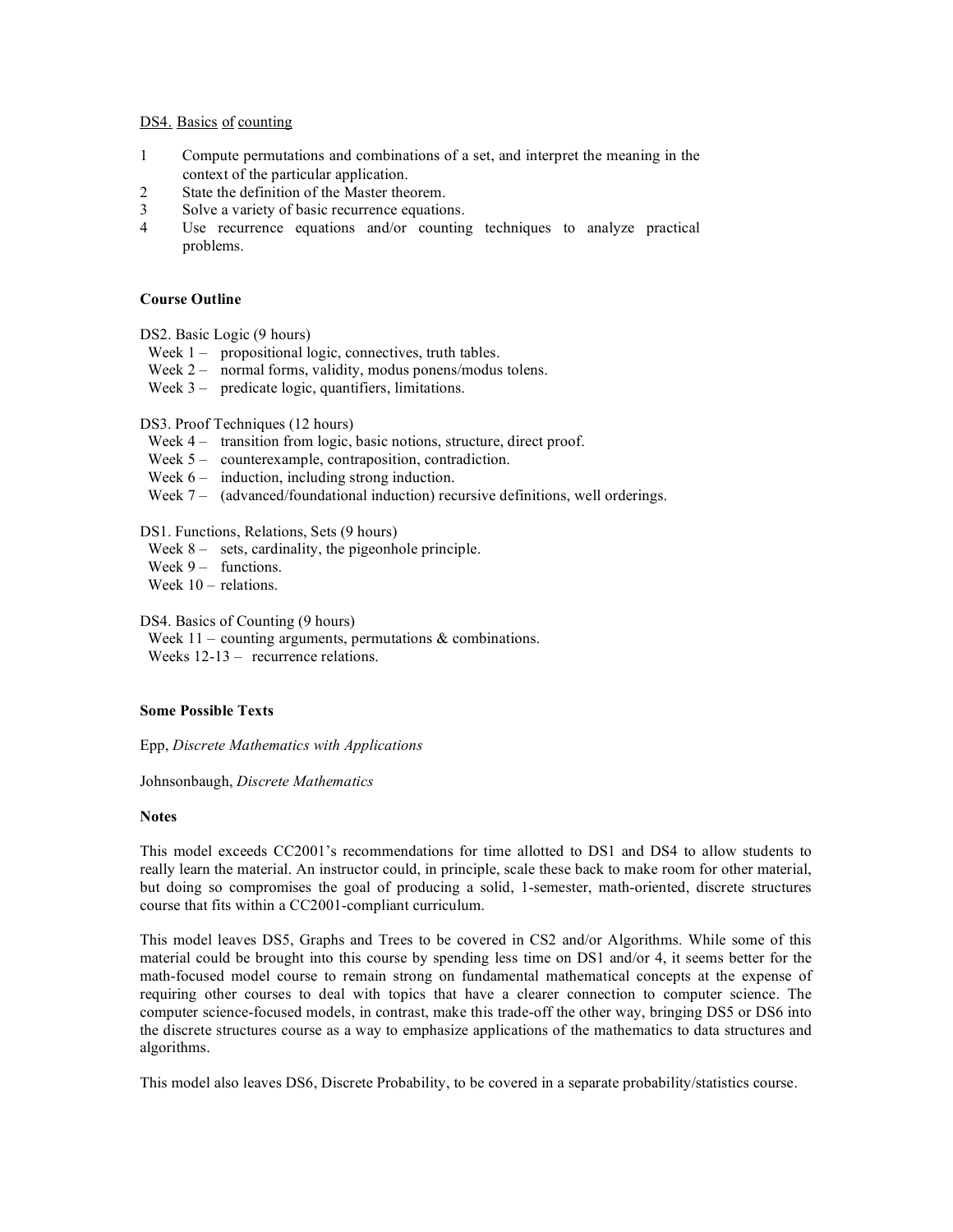DS4. Basics of counting

1. Compute permutations and combinations of a set, and interpret the meaning in the context of the particular application.
2. State the definition of the Master theorem.
3. Solve a variety of basic recurrence equations.
4. Use recurrence equations and/or counting techniques to analyze practical problems.

**Course Outline**

DS2. Basic Logic (9 hours)
- Week 1 – propositional logic, connectives, truth tables.
- Week 2 – normal forms, validity, modus ponens/modus tolens.
- Week 3 – predicate logic, quantifiers, limitations.

DS3. Proof Techniques (12 hours)
- Week 4 – transition from logic, basic notions, structure, direct proof.
- Week 5 – counterexample, contraposition, contradiction.
- Week 6 – induction, including strong induction.
- Week 7 – (advanced/foundational induction) recursive definitions, well orderings.

DS1. Functions, Relations, Sets (9 hours)
- Week 8 – sets, cardinality, the pigeonhole principle.
- Week 9 – functions.
- Week 10 – relations.

DS4. Basics of Counting (9 hours)
- Week 11 – counting arguments, permutations & combinations.
- Weeks 12-13 – recurrence relations.

**Some Possible Texts**

Epp, *Discrete Mathematics with Applications*

Johnsonbaugh, *Discrete Mathematics*

**Notes**

This model exceeds CC2001's recommendations for time allotted to DS1 and DS4 to allow students to really learn the material. An instructor could, in principle, scale these back to make room for other material, but doing so compromises the goal of producing a solid, 1-semester, math-oriented, discrete structures course that fits within a CC2001-compliant curriculum.

This model leaves DS5, Graphs and Trees to be covered in CS2 and/or Algorithms. While some of this material could be brought into this course by spending less time on DS1 and/or 4, it seems better for the math-focused model course to remain strong on fundamental mathematical concepts at the expense of requiring other courses to deal with topics that have a clearer connection to computer science. The computer science-focused models, in contrast, make this trade-off the other way, bringing DS5 or DS6 into the discrete structures course as a way to emphasize applications of the mathematics to data structures and algorithms.

This model also leaves DS6, Discrete Probability, to be covered in a separate probability/statistics course.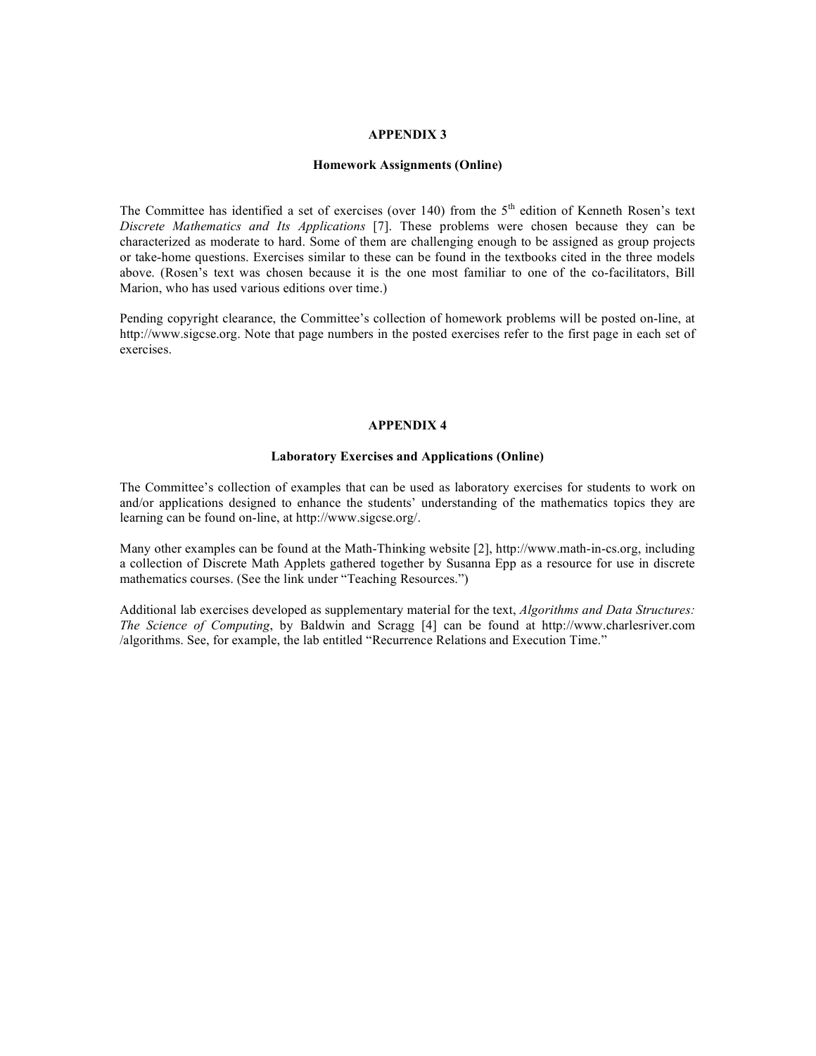## APPENDIX 3

### Homework Assignments (Online)

The Committee has identified a set of exercises (over 140) from the 5th edition of Kenneth Rosen's text *Discrete Mathematics and Its Applications* [7]. These problems were chosen because they can be characterized as moderate to hard. Some of them are challenging enough to be assigned as group projects or take-home questions. Exercises similar to these can be found in the textbooks cited in the three models above. (Rosen's text was chosen because it is the one most familiar to one of the co-facilitators, Bill Marion, who has used various editions over time.)

Pending copyright clearance, the Committee's collection of homework problems will be posted on-line, at http://www.sigcse.org. Note that page numbers in the posted exercises refer to the first page in each set of exercises.

## APPENDIX 4

### Laboratory Exercises and Applications (Online)

The Committee's collection of examples that can be used as laboratory exercises for students to work on and/or applications designed to enhance the students' understanding of the mathematics topics they are learning can be found on-line, at http://www.sigcse.org/.

Many other examples can be found at the Math-Thinking website [2], http://www.math-in-cs.org, including a collection of Discrete Math Applets gathered together by Susanna Epp as a resource for use in discrete mathematics courses. (See the link under "Teaching Resources.")

Additional lab exercises developed as supplementary material for the text, *Algorithms and Data Structures: The Science of Computing*, by Baldwin and Scragg [4] can be found at http://www.charlesriver.com /algorithms. See, for example, the lab entitled "Recurrence Relations and Execution Time."